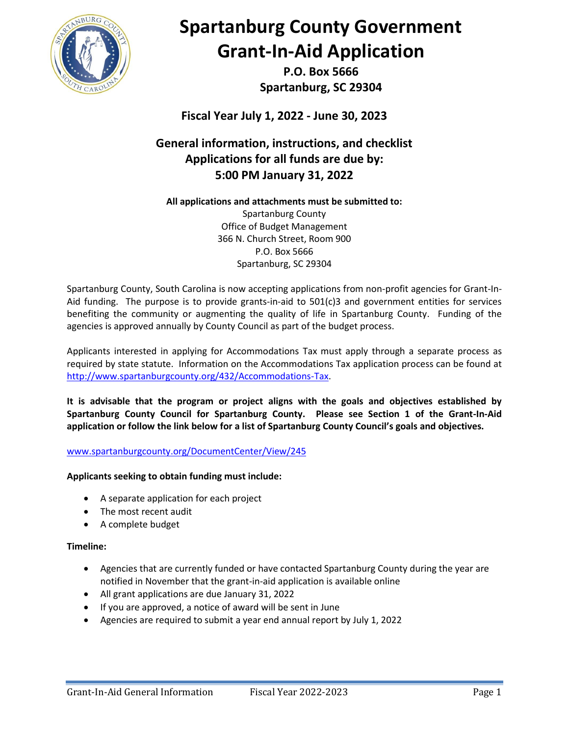# Spartanburg County Government Grant-In-Aid Application

**P.O. Box 5666**
**Spartanburg, SC 29304**

## Fiscal Year July 1, 2022 - June 30, 2023

## General information, instructions, and checklist Applications for all funds are due by: 5:00 PM January 31, 2022

**All applications and attachments must be submitted to:**

Spartanburg County
Office of Budget Management
366 N. Church Street, Room 900
P.O. Box 5666
Spartanburg, SC 29304

Spartanburg County, South Carolina is now accepting applications from non-profit agencies for Grant-In-Aid funding. The purpose is to provide grants-in-aid to 501(c)3 and government entities for services benefiting the community or augmenting the quality of life in Spartanburg County. Funding of the agencies is approved annually by County Council as part of the budget process.

Applicants interested in applying for Accommodations Tax must apply through a separate process as required by state statute. Information on the Accommodations Tax application process can be found at http://www.spartanburgcounty.org/432/Accommodations-Tax.

**It is advisable that the program or project aligns with the goals and objectives established by Spartanburg County Council for Spartanburg County. Please see Section 1 of the Grant-In-Aid application or follow the link below for a list of Spartanburg County Council's goals and objectives.**

www.spartanburgcounty.org/DocumentCenter/View/245

**Applicants seeking to obtain funding must include:**

- A separate application for each project
- The most recent audit
- A complete budget

**Timeline:**

- Agencies that are currently funded or have contacted Spartanburg County during the year are notified in November that the grant-in-aid application is available online
- All grant applications are due January 31, 2022
- If you are approved, a notice of award will be sent in June
- Agencies are required to submit a year end annual report by July 1, 2022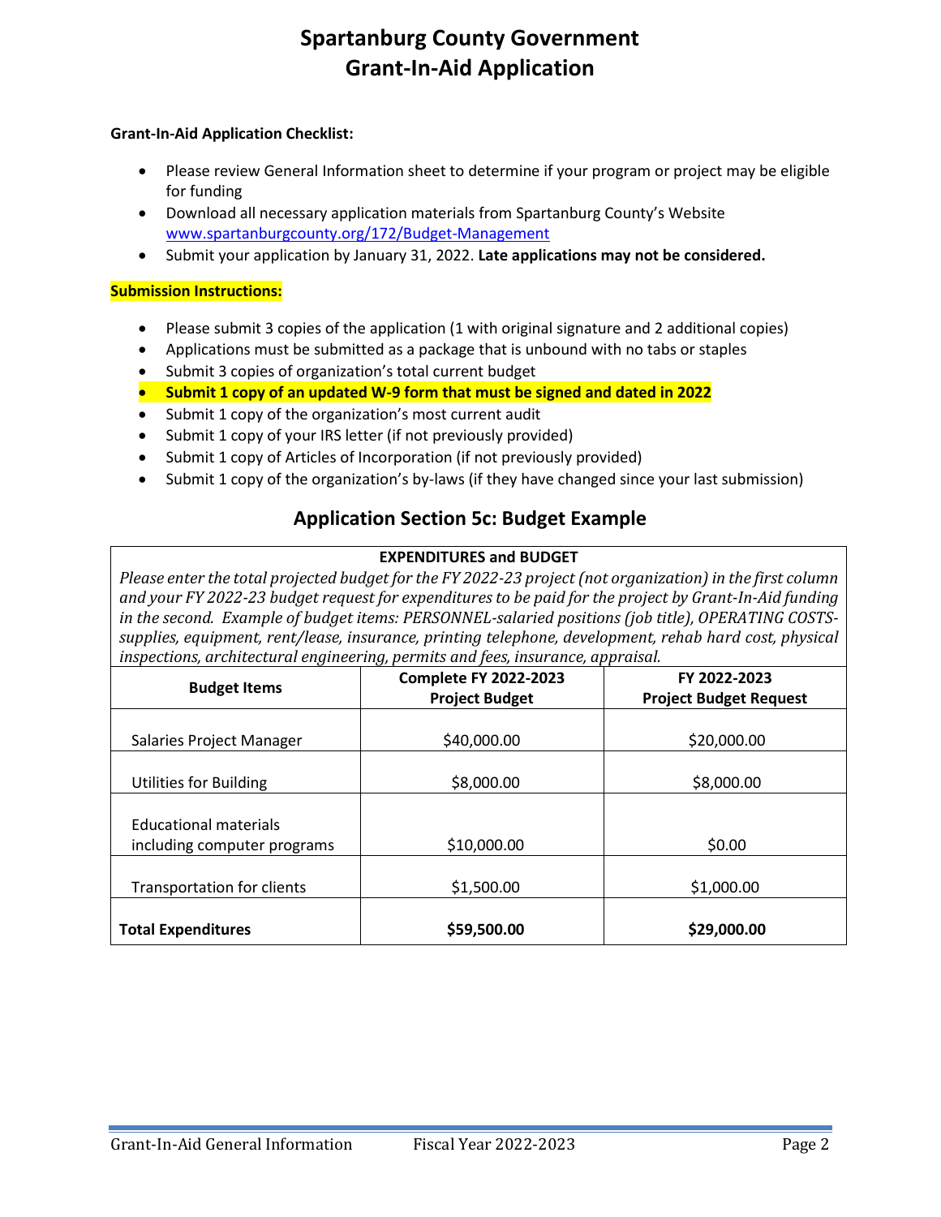# Spartanburg County Government
# Grant-In-Aid Application

**Grant-In-Aid Application Checklist:**

- Please review General Information sheet to determine if your program or project may be eligible for funding
- Download all necessary application materials from Spartanburg County's Website www.spartanburgcounty.org/172/Budget-Management
- Submit your application by January 31, 2022. **Late applications may not be considered.**

**Submission Instructions:**

- Please submit 3 copies of the application (1 with original signature and 2 additional copies)
- Applications must be submitted as a package that is unbound with no tabs or staples
- Submit 3 copies of organization's total current budget
- **Submit 1 copy of an updated W-9 form that must be signed and dated in 2022**
- Submit 1 copy of the organization's most current audit
- Submit 1 copy of your IRS letter (if not previously provided)
- Submit 1 copy of Articles of Incorporation (if not previously provided)
- Submit 1 copy of the organization's by-laws (if they have changed since your last submission)

## Application Section 5c: Budget Example

**EXPENDITURES and BUDGET**

*Please enter the total projected budget for the FY 2022-23 project (not organization) in the first column and your FY 2022-23 budget request for expenditures to be paid for the project by Grant-In-Aid funding in the second. Example of budget items: PERSONNEL-salaried positions (job title), OPERATING COSTS-supplies, equipment, rent/lease, insurance, printing telephone, development, rehab hard cost, physical inspections, architectural engineering, permits and fees, insurance, appraisal.*

| Budget Items | Complete FY 2022-2023 Project Budget | FY 2022-2023 Project Budget Request |
|---|---|---|
| Salaries Project Manager | $40,000.00 | $20,000.00 |
| Utilities for Building | $8,000.00 | $8,000.00 |
| Educational materials including computer programs | $10,000.00 | $0.00 |
| Transportation for clients | $1,500.00 | $1,000.00 |
| **Total Expenditures** | **$59,500.00** | **$29,000.00** |